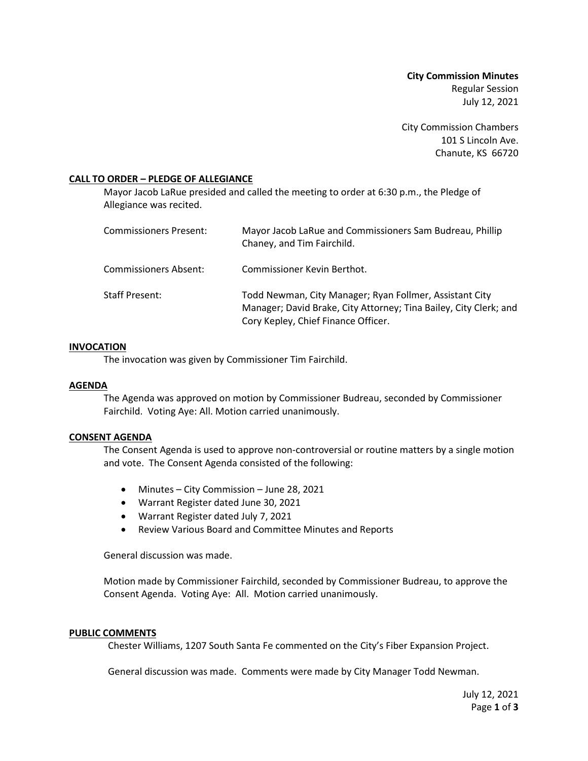**City Commission Minutes**
Regular Session
July 12, 2021

City Commission Chambers
101 S Lincoln Ave.
Chanute, KS 66720

## CALL TO ORDER – PLEDGE OF ALLEGIANCE

Mayor Jacob LaRue presided and called the meeting to order at 6:30 p.m., the Pledge of Allegiance was recited.

| | |
|---|---|
| Commissioners Present: | Mayor Jacob LaRue and Commissioners Sam Budreau, Phillip Chaney, and Tim Fairchild. |
| Commissioners Absent: | Commissioner Kevin Berthot. |
| Staff Present: | Todd Newman, City Manager; Ryan Follmer, Assistant City Manager; David Brake, City Attorney; Tina Bailey, City Clerk; and Cory Kepley, Chief Finance Officer. |

## INVOCATION

The invocation was given by Commissioner Tim Fairchild.

## AGENDA

The Agenda was approved on motion by Commissioner Budreau, seconded by Commissioner Fairchild. Voting Aye: All. Motion carried unanimously.

## CONSENT AGENDA

The Consent Agenda is used to approve non-controversial or routine matters by a single motion and vote. The Consent Agenda consisted of the following:

- Minutes – City Commission – June 28, 2021
- Warrant Register dated June 30, 2021
- Warrant Register dated July 7, 2021
- Review Various Board and Committee Minutes and Reports

General discussion was made.

Motion made by Commissioner Fairchild, seconded by Commissioner Budreau, to approve the Consent Agenda. Voting Aye: All. Motion carried unanimously.

## PUBLIC COMMENTS

Chester Williams, 1207 South Santa Fe commented on the City's Fiber Expansion Project.

General discussion was made. Comments were made by City Manager Todd Newman.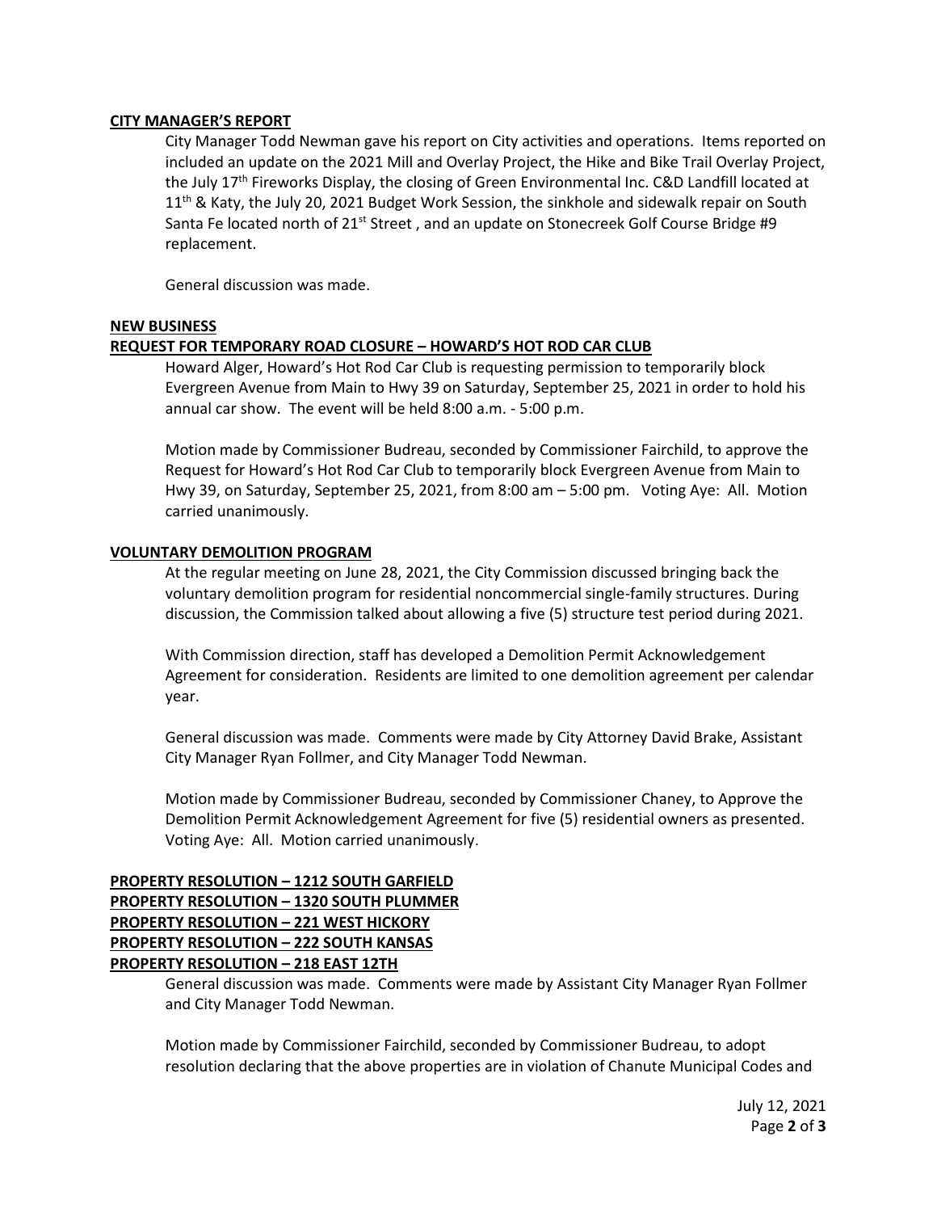**CITY MANAGER'S REPORT**

City Manager Todd Newman gave his report on City activities and operations. Items reported on included an update on the 2021 Mill and Overlay Project, the Hike and Bike Trail Overlay Project, the July 17th Fireworks Display, the closing of Green Environmental Inc. C&D Landfill located at 11th & Katy, the July 20, 2021 Budget Work Session, the sinkhole and sidewalk repair on South Santa Fe located north of 21st Street , and an update on Stonecreek Golf Course Bridge #9 replacement.

General discussion was made.

**NEW BUSINESS**

**REQUEST FOR TEMPORARY ROAD CLOSURE – HOWARD'S HOT ROD CAR CLUB**

Howard Alger, Howard's Hot Rod Car Club is requesting permission to temporarily block Evergreen Avenue from Main to Hwy 39 on Saturday, September 25, 2021 in order to hold his annual car show. The event will be held 8:00 a.m. - 5:00 p.m.

Motion made by Commissioner Budreau, seconded by Commissioner Fairchild, to approve the Request for Howard's Hot Rod Car Club to temporarily block Evergreen Avenue from Main to Hwy 39, on Saturday, September 25, 2021, from 8:00 am – 5:00 pm. Voting Aye: All. Motion carried unanimously.

**VOLUNTARY DEMOLITION PROGRAM**

At the regular meeting on June 28, 2021, the City Commission discussed bringing back the voluntary demolition program for residential noncommercial single-family structures. During discussion, the Commission talked about allowing a five (5) structure test period during 2021.

With Commission direction, staff has developed a Demolition Permit Acknowledgement Agreement for consideration. Residents are limited to one demolition agreement per calendar year.

General discussion was made. Comments were made by City Attorney David Brake, Assistant City Manager Ryan Follmer, and City Manager Todd Newman.

Motion made by Commissioner Budreau, seconded by Commissioner Chaney, to Approve the Demolition Permit Acknowledgement Agreement for five (5) residential owners as presented. Voting Aye: All. Motion carried unanimously.

**PROPERTY RESOLUTION – 1212 SOUTH GARFIELD**
**PROPERTY RESOLUTION – 1320 SOUTH PLUMMER**
**PROPERTY RESOLUTION – 221 WEST HICKORY**
**PROPERTY RESOLUTION – 222 SOUTH KANSAS**
**PROPERTY RESOLUTION – 218 EAST 12TH**

General discussion was made. Comments were made by Assistant City Manager Ryan Follmer and City Manager Todd Newman.

Motion made by Commissioner Fairchild, seconded by Commissioner Budreau, to adopt resolution declaring that the above properties are in violation of Chanute Municipal Codes and

July 12, 2021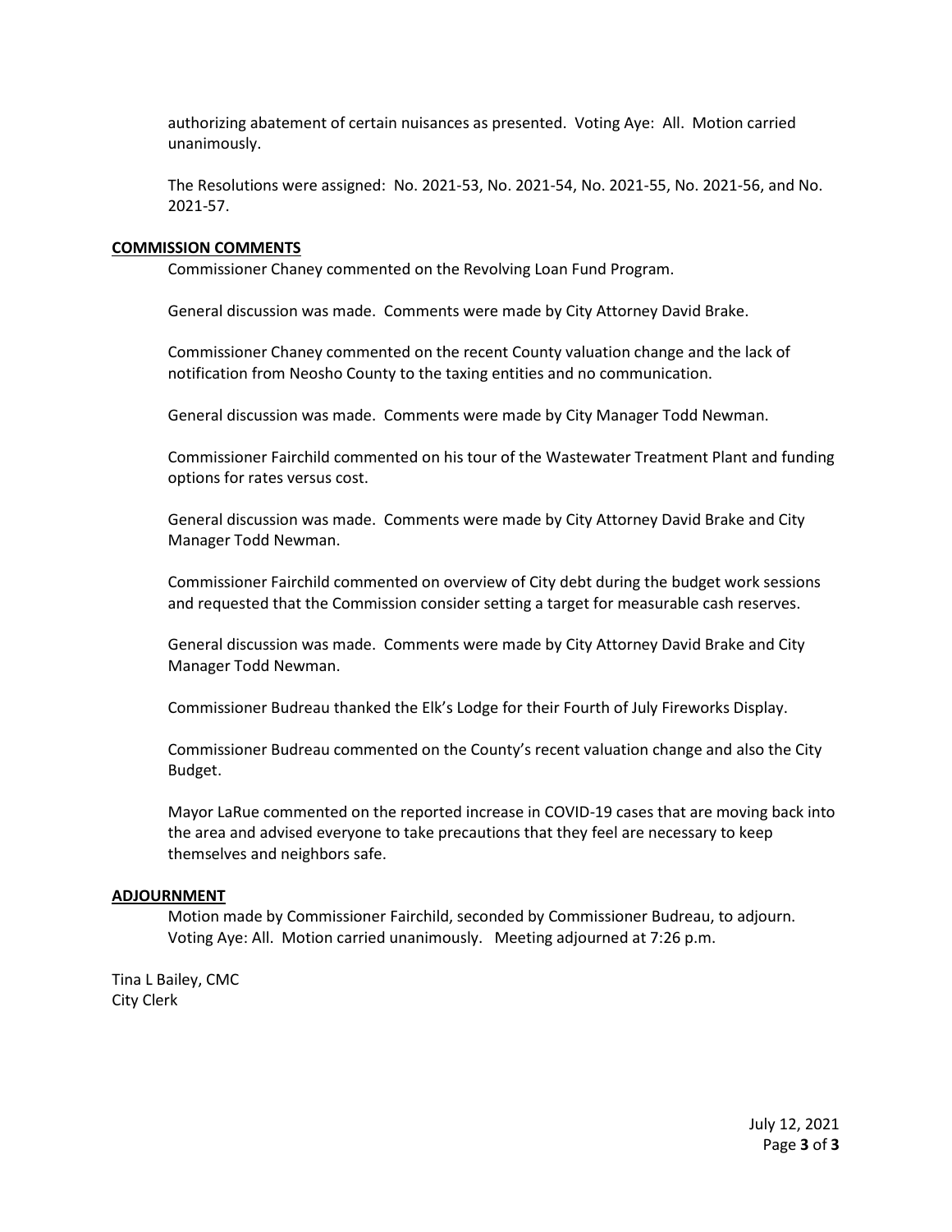authorizing abatement of certain nuisances as presented. Voting Aye: All. Motion carried unanimously.

The Resolutions were assigned: No. 2021-53, No. 2021-54, No. 2021-55, No. 2021-56, and No. 2021-57.

**COMMISSION COMMENTS**

Commissioner Chaney commented on the Revolving Loan Fund Program.

General discussion was made. Comments were made by City Attorney David Brake.

Commissioner Chaney commented on the recent County valuation change and the lack of notification from Neosho County to the taxing entities and no communication.

General discussion was made. Comments were made by City Manager Todd Newman.

Commissioner Fairchild commented on his tour of the Wastewater Treatment Plant and funding options for rates versus cost.

General discussion was made. Comments were made by City Attorney David Brake and City Manager Todd Newman.

Commissioner Fairchild commented on overview of City debt during the budget work sessions and requested that the Commission consider setting a target for measurable cash reserves.

General discussion was made. Comments were made by City Attorney David Brake and City Manager Todd Newman.

Commissioner Budreau thanked the Elk's Lodge for their Fourth of July Fireworks Display.

Commissioner Budreau commented on the County's recent valuation change and also the City Budget.

Mayor LaRue commented on the reported increase in COVID-19 cases that are moving back into the area and advised everyone to take precautions that they feel are necessary to keep themselves and neighbors safe.

**ADJOURNMENT**

Motion made by Commissioner Fairchild, seconded by Commissioner Budreau, to adjourn. Voting Aye: All. Motion carried unanimously. Meeting adjourned at 7:26 p.m.

Tina L Bailey, CMC
City Clerk

July 12, 2021